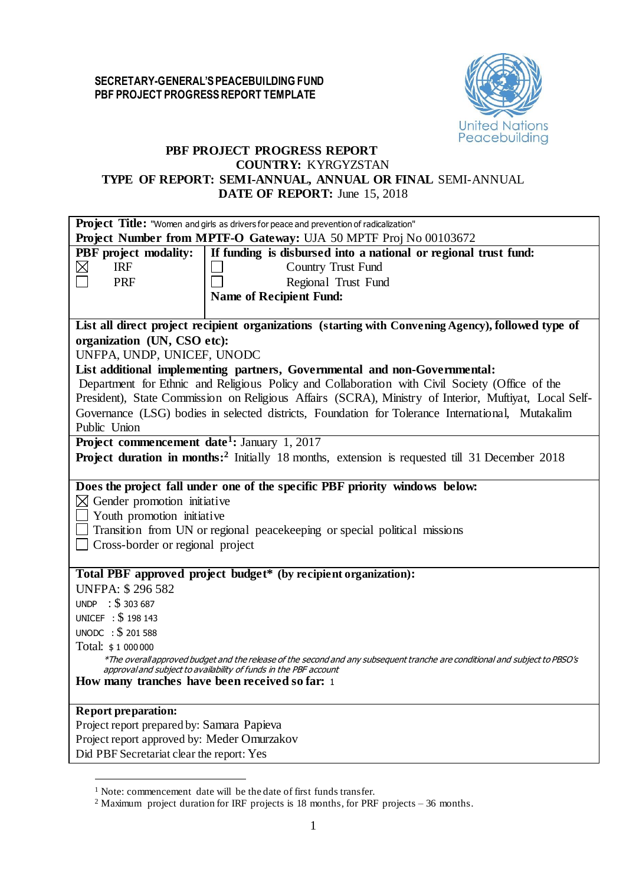**SECRETARY-GENERAL'S PEACEBUILDING FUND**
**PBF PROJECT PROGRESS REPORT TEMPLATE**

United Nations Peacebuilding

# PBF PROJECT PROGRESS REPORT

**COUNTRY:** KYRGYZSTAN
**TYPE OF REPORT: SEMI-ANNUAL, ANNUAL OR FINAL** SEMI-ANNUAL
**DATE OF REPORT:** June 15, 2018

**Project Title:** "Women and girls as drivers for peace and prevention of radicalization"

**Project Number from MPTF-O Gateway:** UJA 50 MPTF Proj No 00103672

| **PBF project modality:** | **If funding is disbursed into a national or regional trust fund:** |
|---|---|
| ☒ IRF | ☐ Country Trust Fund |
| ☐ PRF | ☐ Regional Trust Fund |
| | **Name of Recipient Fund:** |

**List all direct project recipient organizations (starting with Convening Agency), followed type of organization (UN, CSO etc):**
UNFPA, UNDP, UNICEF, UNODC

**List additional implementing partners, Governmental and non-Governmental:**
Department for Ethnic and Religious Policy and Collaboration with Civil Society (Office of the President), State Commission on Religious Affairs (SCRA), Ministry of Interior, Muftiyat, Local Self-Governance (LSG) bodies in selected districts, Foundation for Tolerance International, Mutakalim Public Union

**Project commencement date[1]:** January 1, 2017
**Project duration in months:[2]** Initially 18 months, extension is requested till 31 December 2018

**Does the project fall under one of the specific PBF priority windows below:**

- ☒ Gender promotion initiative
- ☐ Youth promotion initiative
- ☐ Transition from UN or regional peacekeeping or special political missions
- ☐ Cross-border or regional project

**Total PBF approved project budget\* (by recipient organization):**
UNFPA: $ 296 582
UNDP : $ 303 687
UNICEF : $ 198 143
UNODC : $ 201 588
Total: $ 1 000 000

*\*The overall approved budget and the release of the second and any subsequent tranche are conditional and subject to PBSO's approval and subject to availability of funds in the PBF account*

**How many tranches have been received so far:** 1

**Report preparation:**
Project report prepared by: Samara Papieva
Project report approved by: Meder Omurzakov
Did PBF Secretariat clear the report: Yes

---

[1] Note: commencement date will be the date of first funds transfer.
[2] Maximum project duration for IRF projects is 18 months, for PRF projects – 36 months.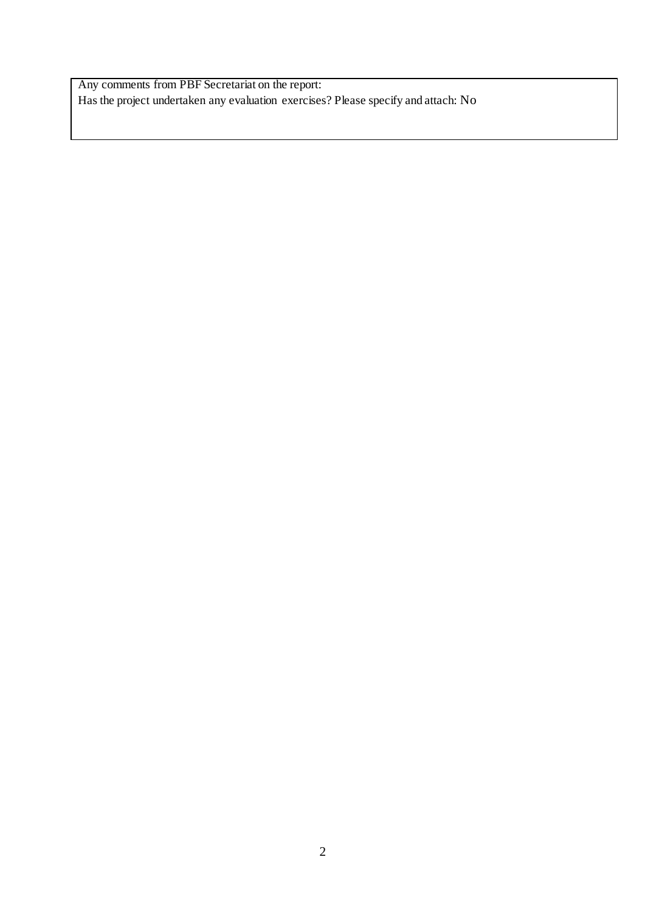Any comments from PBF Secretariat on the report:

Has the project undertaken any evaluation exercises? Please specify and attach: No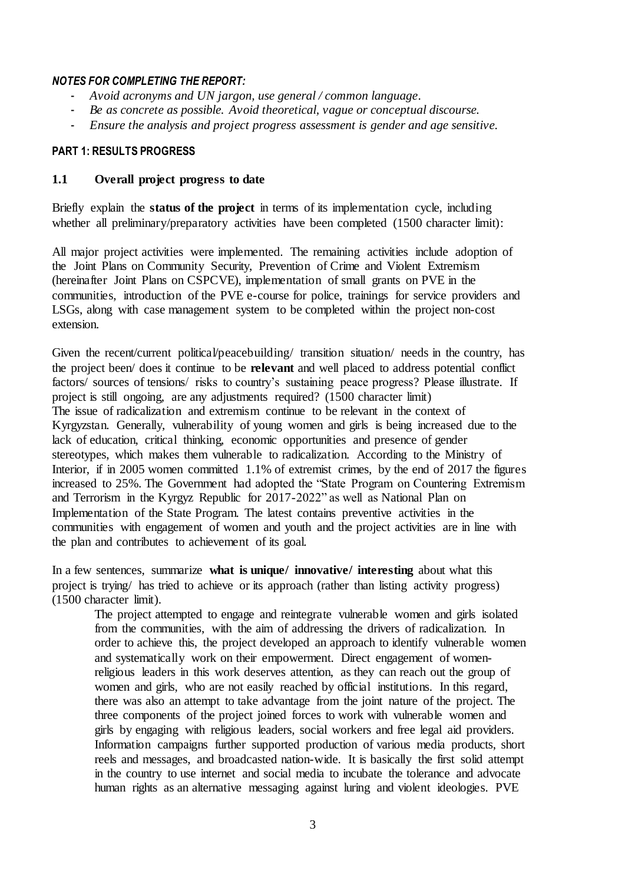***NOTES FOR COMPLETING THE REPORT:***

- *Avoid acronyms and UN jargon, use general / common language.*
- *Be as concrete as possible. Avoid theoretical, vague or conceptual discourse.*
- *Ensure the analysis and project progress assessment is gender and age sensitive.*

## PART 1: RESULTS PROGRESS

### 1.1 Overall project progress to date

Briefly explain the **status of the project** in terms of its implementation cycle, including whether all preliminary/preparatory activities have been completed (1500 character limit):

All major project activities were implemented. The remaining activities include adoption of the Joint Plans on Community Security, Prevention of Crime and Violent Extremism (hereinafter Joint Plans on CSPCVE), implementation of small grants on PVE in the communities, introduction of the PVE e-course for police, trainings for service providers and LSGs, along with case management system to be completed within the project non-cost extension.

Given the recent/current political/peacebuilding/ transition situation/ needs in the country, has the project been/ does it continue to be **relevant** and well placed to address potential conflict factors/ sources of tensions/ risks to country's sustaining peace progress? Please illustrate. If project is still ongoing, are any adjustments required? (1500 character limit)

The issue of radicalization and extremism continue to be relevant in the context of Kyrgyzstan. Generally, vulnerability of young women and girls is being increased due to the lack of education, critical thinking, economic opportunities and presence of gender stereotypes, which makes them vulnerable to radicalization. According to the Ministry of Interior, if in 2005 women committed 1.1% of extremist crimes, by the end of 2017 the figures increased to 25%. The Government had adopted the "State Program on Countering Extremism and Terrorism in the Kyrgyz Republic for 2017-2022" as well as National Plan on Implementation of the State Program. The latest contains preventive activities in the communities with engagement of women and youth and the project activities are in line with the plan and contributes to achievement of its goal.

In a few sentences, summarize **what is unique/ innovative/ interesting** about what this project is trying/ has tried to achieve or its approach (rather than listing activity progress) (1500 character limit).

The project attempted to engage and reintegrate vulnerable women and girls isolated from the communities, with the aim of addressing the drivers of radicalization. In order to achieve this, the project developed an approach to identify vulnerable women and systematically work on their empowerment. Direct engagement of women-religious leaders in this work deserves attention, as they can reach out the group of women and girls, who are not easily reached by official institutions. In this regard, there was also an attempt to take advantage from the joint nature of the project. The three components of the project joined forces to work with vulnerable women and girls by engaging with religious leaders, social workers and free legal aid providers. Information campaigns further supported production of various media products, short reels and messages, and broadcasted nation-wide. It is basically the first solid attempt in the country to use internet and social media to incubate the tolerance and advocate human rights as an alternative messaging against luring and violent ideologies. PVE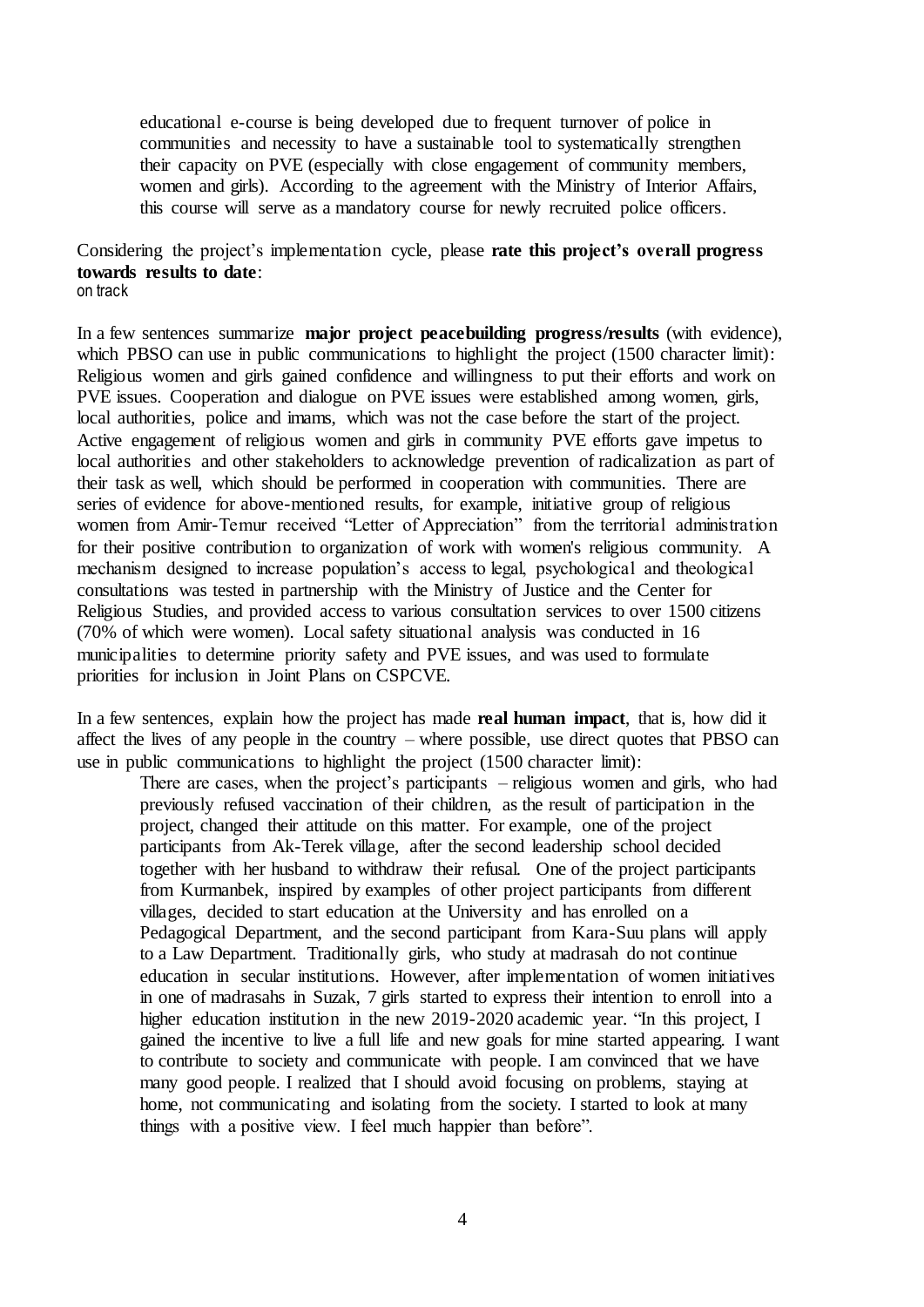educational e-course is being developed due to frequent turnover of police in communities and necessity to have a sustainable tool to systematically strengthen their capacity on PVE (especially with close engagement of community members, women and girls). According to the agreement with the Ministry of Interior Affairs, this course will serve as a mandatory course for newly recruited police officers.

Considering the project's implementation cycle, please **rate this project's overall progress towards results to date**:
on track

In a few sentences summarize **major project peacebuilding progress/results** (with evidence), which PBSO can use in public communications to highlight the project (1500 character limit):
Religious women and girls gained confidence and willingness to put their efforts and work on PVE issues. Cooperation and dialogue on PVE issues were established among women, girls, local authorities, police and imams, which was not the case before the start of the project. Active engagement of religious women and girls in community PVE efforts gave impetus to local authorities and other stakeholders to acknowledge prevention of radicalization as part of their task as well, which should be performed in cooperation with communities. There are series of evidence for above-mentioned results, for example, initiative group of religious women from Amir-Temur received "Letter of Appreciation" from the territorial administration for their positive contribution to organization of work with women's religious community. A mechanism designed to increase population's access to legal, psychological and theological consultations was tested in partnership with the Ministry of Justice and the Center for Religious Studies, and provided access to various consultation services to over 1500 citizens (70% of which were women). Local safety situational analysis was conducted in 16 municipalities to determine priority safety and PVE issues, and was used to formulate priorities for inclusion in Joint Plans on CSPCVE.

In a few sentences, explain how the project has made **real human impact**, that is, how did it affect the lives of any people in the country – where possible, use direct quotes that PBSO can use in public communications to highlight the project (1500 character limit):

There are cases, when the project's participants – religious women and girls, who had previously refused vaccination of their children, as the result of participation in the project, changed their attitude on this matter. For example, one of the project participants from Ak-Terek village, after the second leadership school decided together with her husband to withdraw their refusal. One of the project participants from Kurmanbek, inspired by examples of other project participants from different villages, decided to start education at the University and has enrolled on a Pedagogical Department, and the second participant from Kara-Suu plans will apply to a Law Department. Traditionally girls, who study at madrasah do not continue education in secular institutions. However, after implementation of women initiatives in one of madrasahs in Suzak, 7 girls started to express their intention to enroll into a higher education institution in the new 2019-2020 academic year. "In this project, I gained the incentive to live a full life and new goals for mine started appearing. I want to contribute to society and communicate with people. I am convinced that we have many good people. I realized that I should avoid focusing on problems, staying at home, not communicating and isolating from the society. I started to look at many things with a positive view. I feel much happier than before".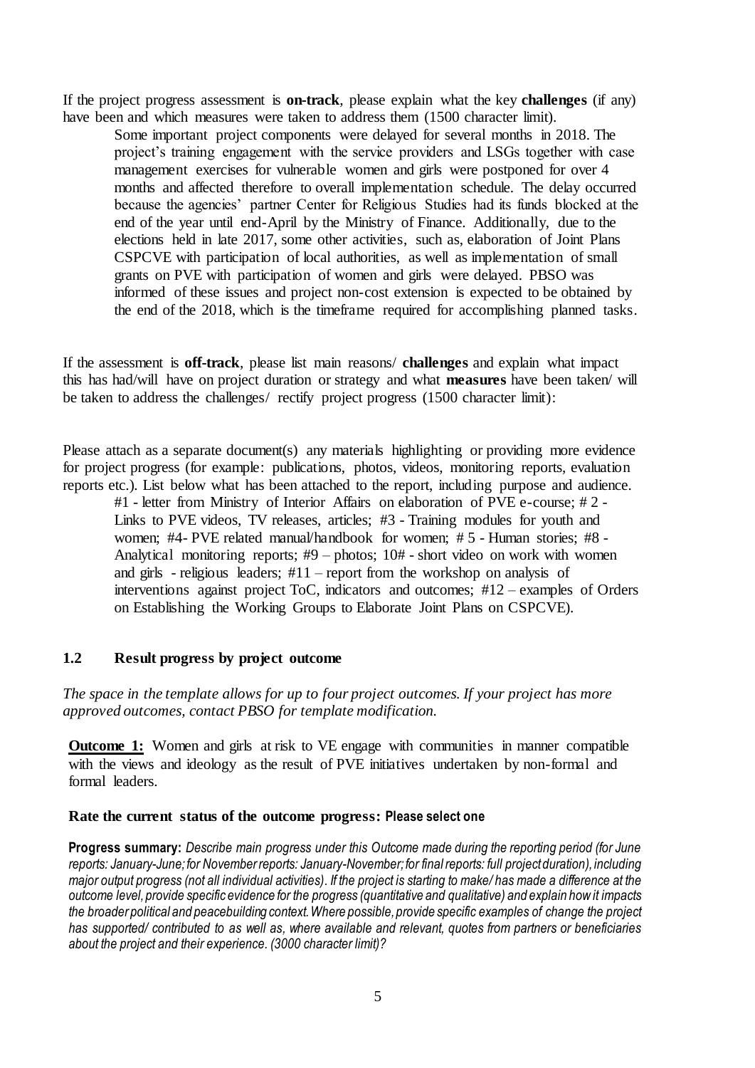If the project progress assessment is **on-track**, please explain what the key **challenges** (if any) have been and which measures were taken to address them (1500 character limit).

Some important project components were delayed for several months in 2018. The project's training engagement with the service providers and LSGs together with case management exercises for vulnerable women and girls were postponed for over 4 months and affected therefore to overall implementation schedule. The delay occurred because the agencies' partner Center for Religious Studies had its funds blocked at the end of the year until end-April by the Ministry of Finance. Additionally, due to the elections held in late 2017, some other activities, such as, elaboration of Joint Plans CSPCVE with participation of local authorities, as well as implementation of small grants on PVE with participation of women and girls were delayed. PBSO was informed of these issues and project non-cost extension is expected to be obtained by the end of the 2018, which is the timeframe required for accomplishing planned tasks.

If the assessment is **off-track**, please list main reasons/ **challenges** and explain what impact this has had/will have on project duration or strategy and what **measures** have been taken/ will be taken to address the challenges/ rectify project progress (1500 character limit):

Please attach as a separate document(s) any materials highlighting or providing more evidence for project progress (for example: publications, photos, videos, monitoring reports, evaluation reports etc.). List below what has been attached to the report, including purpose and audience.

#1 - letter from Ministry of Interior Affairs on elaboration of PVE e-course; # 2 - Links to PVE videos, TV releases, articles; #3 - Training modules for youth and women; #4- PVE related manual/handbook for women; # 5 - Human stories; #8 - Analytical monitoring reports; #9 – photos; 10# - short video on work with women and girls - religious leaders; #11 – report from the workshop on analysis of interventions against project ToC, indicators and outcomes; #12 – examples of Orders on Establishing the Working Groups to Elaborate Joint Plans on CSPCVE).

## 1.2 Result progress by project outcome

*The space in the template allows for up to four project outcomes. If your project has more approved outcomes, contact PBSO for template modification.*

**Outcome 1:** Women and girls at risk to VE engage with communities in manner compatible with the views and ideology as the result of PVE initiatives undertaken by non-formal and formal leaders.

**Rate the current status of the outcome progress: Please select one**

**Progress summary:** *Describe main progress under this Outcome made during the reporting period (for June reports: January-June; for November reports: January-November; for final reports: full project duration), including major output progress (not all individual activities). If the project is starting to make/ has made a difference at the outcome level, provide specific evidence for the progress (quantitative and qualitative) and explain how it impacts the broader political and peacebuilding context. Where possible, provide specific examples of change the project has supported/ contributed to as well as, where available and relevant, quotes from partners or beneficiaries about the project and their experience. (3000 character limit)?*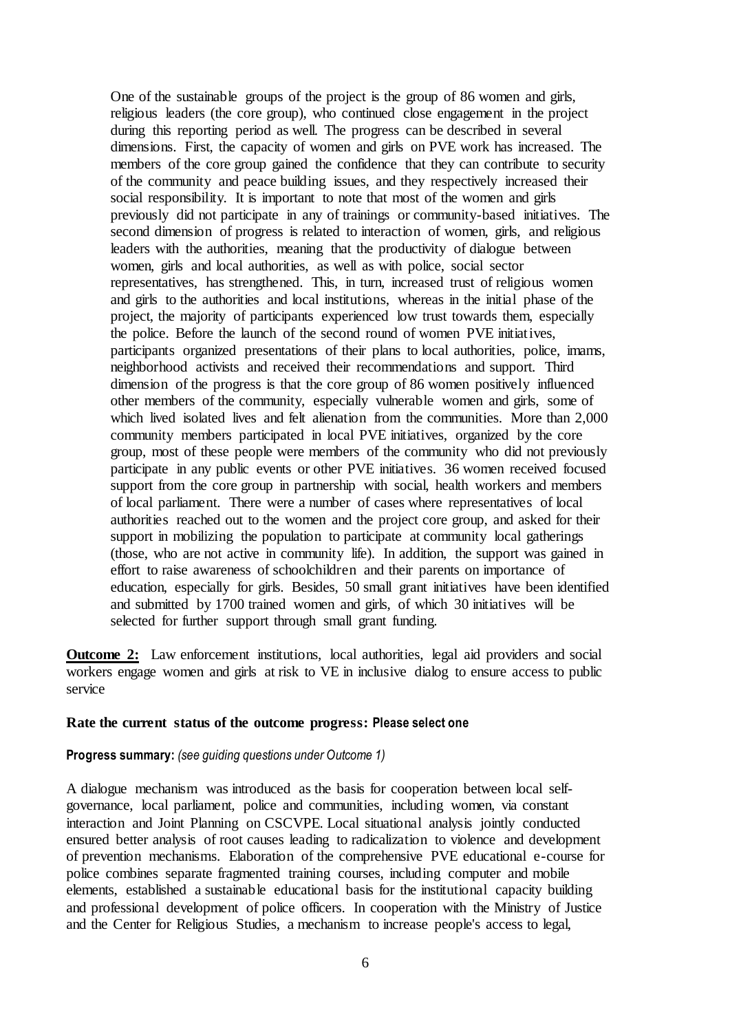One of the sustainable groups of the project is the group of 86 women and girls, religious leaders (the core group), who continued close engagement in the project during this reporting period as well. The progress can be described in several dimensions. First, the capacity of women and girls on PVE work has increased. The members of the core group gained the confidence that they can contribute to security of the community and peace building issues, and they respectively increased their social responsibility. It is important to note that most of the women and girls previously did not participate in any of trainings or community-based initiatives. The second dimension of progress is related to interaction of women, girls, and religious leaders with the authorities, meaning that the productivity of dialogue between women, girls and local authorities, as well as with police, social sector representatives, has strengthened. This, in turn, increased trust of religious women and girls to the authorities and local institutions, whereas in the initial phase of the project, the majority of participants experienced low trust towards them, especially the police. Before the launch of the second round of women PVE initiatives, participants organized presentations of their plans to local authorities, police, imams, neighborhood activists and received their recommendations and support. Third dimension of the progress is that the core group of 86 women positively influenced other members of the community, especially vulnerable women and girls, some of which lived isolated lives and felt alienation from the communities. More than 2,000 community members participated in local PVE initiatives, organized by the core group, most of these people were members of the community who did not previously participate in any public events or other PVE initiatives. 36 women received focused support from the core group in partnership with social, health workers and members of local parliament. There were a number of cases where representatives of local authorities reached out to the women and the project core group, and asked for their support in mobilizing the population to participate at community local gatherings (those, who are not active in community life). In addition, the support was gained in effort to raise awareness of schoolchildren and their parents on importance of education, especially for girls. Besides, 50 small grant initiatives have been identified and submitted by 1700 trained women and girls, of which 30 initiatives will be selected for further support through small grant funding.

**Outcome 2:** Law enforcement institutions, local authorities, legal aid providers and social workers engage women and girls at risk to VE in inclusive dialog to ensure access to public service

**Rate the current status of the outcome progress: Please select one**

**Progress summary:** *(see guiding questions under Outcome 1)*

A dialogue mechanism was introduced as the basis for cooperation between local self-governance, local parliament, police and communities, including women, via constant interaction and Joint Planning on CSCVPE. Local situational analysis jointly conducted ensured better analysis of root causes leading to radicalization to violence and development of prevention mechanisms. Elaboration of the comprehensive PVE educational e-course for police combines separate fragmented training courses, including computer and mobile elements, established a sustainable educational basis for the institutional capacity building and professional development of police officers. In cooperation with the Ministry of Justice and the Center for Religious Studies, a mechanism to increase people's access to legal,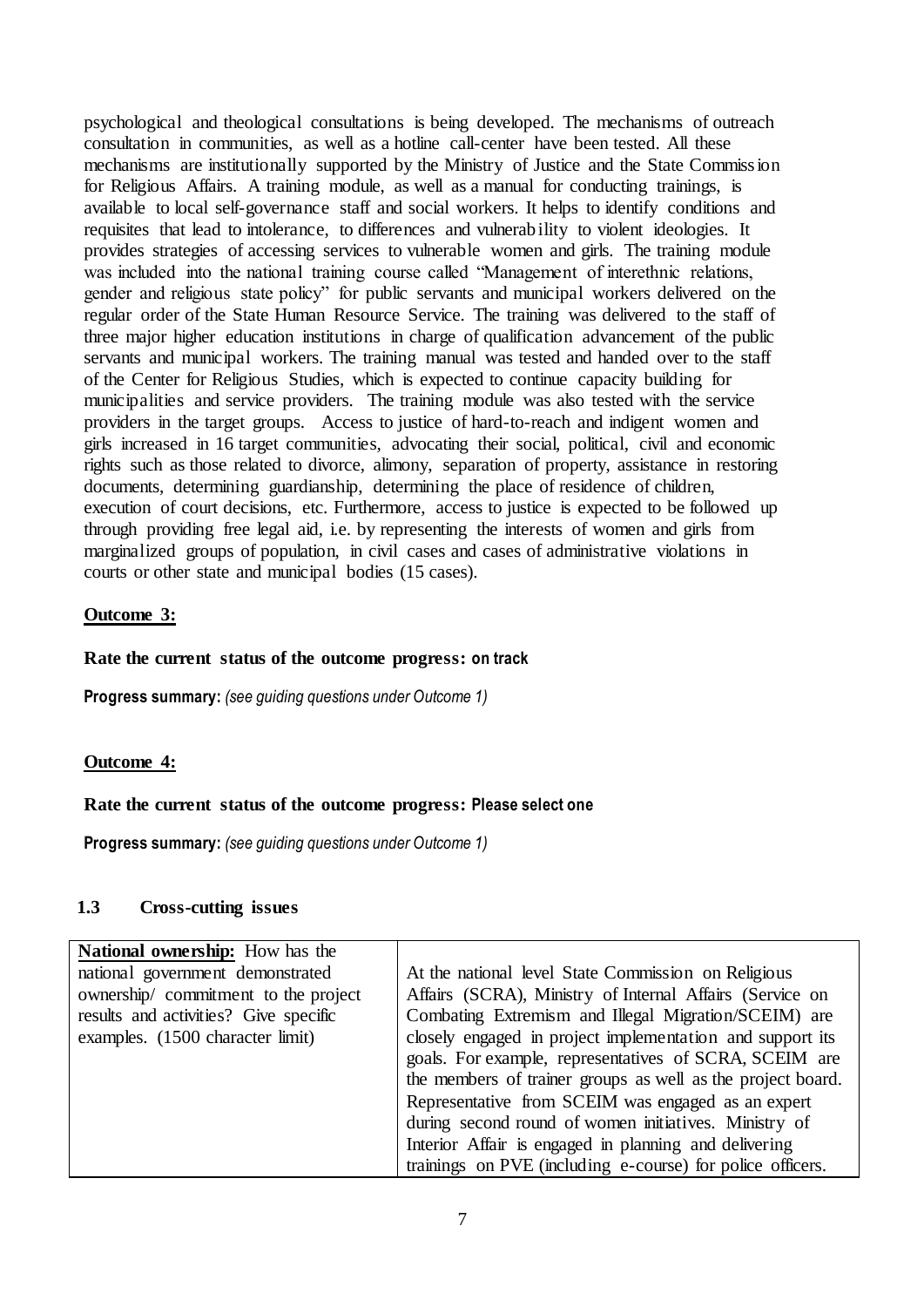psychological and theological consultations is being developed. The mechanisms of outreach consultation in communities, as well as a hotline call-center have been tested. All these mechanisms are institutionally supported by the Ministry of Justice and the State Commission for Religious Affairs. A training module, as well as a manual for conducting trainings, is available to local self-governance staff and social workers. It helps to identify conditions and requisites that lead to intolerance, to differences and vulnerability to violent ideologies. It provides strategies of accessing services to vulnerable women and girls. The training module was included into the national training course called "Management of interethnic relations, gender and religious state policy" for public servants and municipal workers delivered on the regular order of the State Human Resource Service. The training was delivered to the staff of three major higher education institutions in charge of qualification advancement of the public servants and municipal workers. The training manual was tested and handed over to the staff of the Center for Religious Studies, which is expected to continue capacity building for municipalities and service providers. The training module was also tested with the service providers in the target groups. Access to justice of hard-to-reach and indigent women and girls increased in 16 target communities, advocating their social, political, civil and economic rights such as those related to divorce, alimony, separation of property, assistance in restoring documents, determining guardianship, determining the place of residence of children, execution of court decisions, etc. Furthermore, access to justice is expected to be followed up through providing free legal aid, i.e. by representing the interests of women and girls from marginalized groups of population, in civil cases and cases of administrative violations in courts or other state and municipal bodies (15 cases).

**Outcome 3:**

**Rate the current status of the outcome progress: on track**

**Progress summary:** *(see guiding questions under Outcome 1)*

**Outcome 4:**

**Rate the current status of the outcome progress: Please select one**

**Progress summary:** *(see guiding questions under Outcome 1)*

### 1.3 Cross-cutting issues

| | |
|---|---|
| **National ownership:** How has the national government demonstrated ownership/ commitment to the project results and activities? Give specific examples. (1500 character limit) | At the national level State Commission on Religious Affairs (SCRA), Ministry of Internal Affairs (Service on Combating Extremism and Illegal Migration/SCEIM) are closely engaged in project implementation and support its goals. For example, representatives of SCRA, SCEIM are the members of trainer groups as well as the project board. Representative from SCEIM was engaged as an expert during second round of women initiatives. Ministry of Interior Affair is engaged in planning and delivering trainings on PVE (including e-course) for police officers. |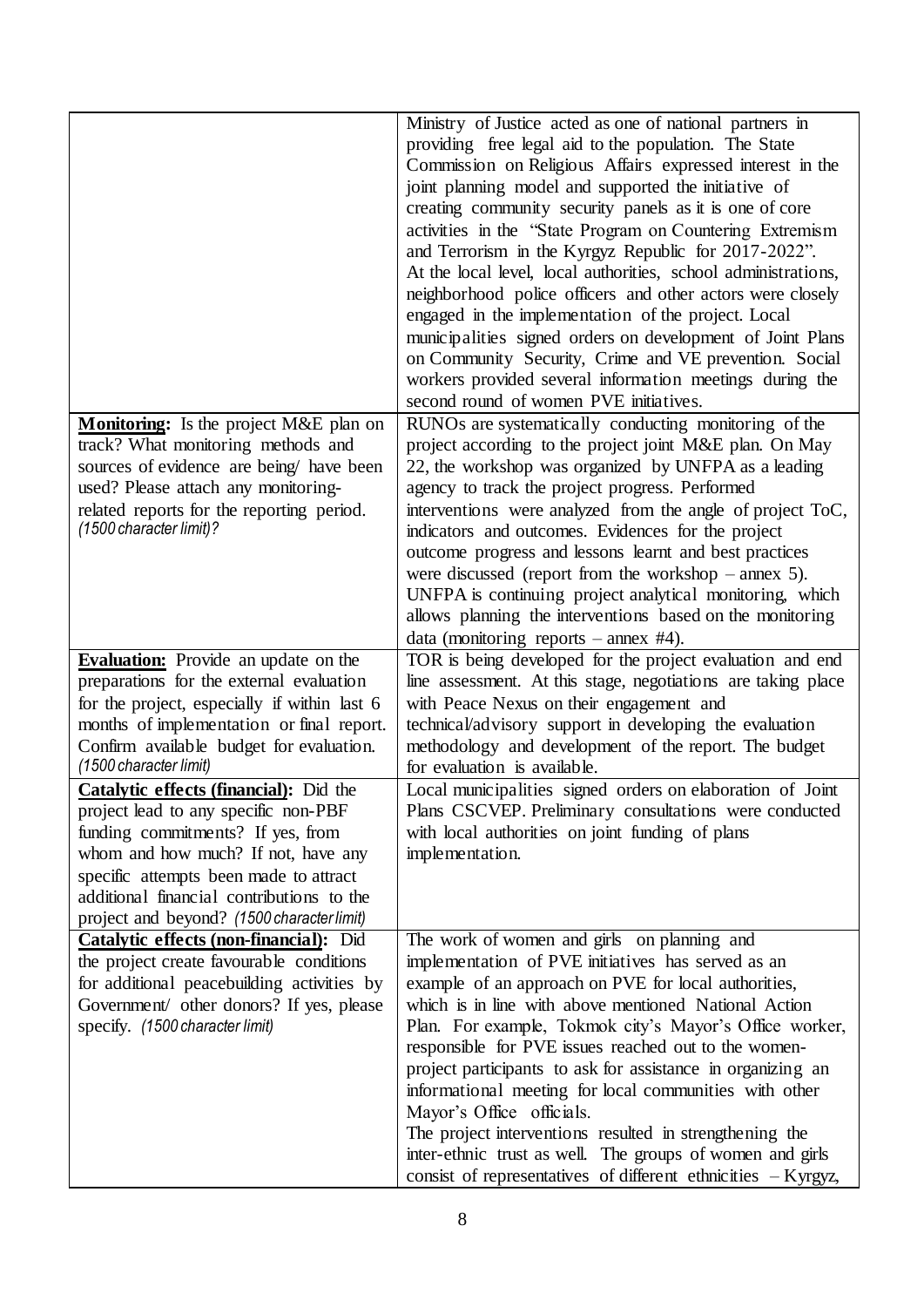| | |
|---|---|
| | Ministry of Justice acted as one of national partners in providing free legal aid to the population. The State Commission on Religious Affairs expressed interest in the joint planning model and supported the initiative of creating community security panels as it is one of core activities in the "State Program on Countering Extremism and Terrorism in the Kyrgyz Republic for 2017-2022". At the local level, local authorities, school administrations, neighborhood police officers and other actors were closely engaged in the implementation of the project. Local municipalities signed orders on development of Joint Plans on Community Security, Crime and VE prevention. Social workers provided several information meetings during the second round of women PVE initiatives. |
| **Monitoring:** Is the project M&E plan on track? What monitoring methods and sources of evidence are being/ have been used? Please attach any monitoring-related reports for the reporting period. *(1500 character limit)?* | RUNOs are systematically conducting monitoring of the project according to the project joint M&E plan. On May 22, the workshop was organized by UNFPA as a leading agency to track the project progress. Performed interventions were analyzed from the angle of project ToC, indicators and outcomes. Evidences for the project outcome progress and lessons learnt and best practices were discussed (report from the workshop – annex 5). UNFPA is continuing project analytical monitoring, which allows planning the interventions based on the monitoring data (monitoring reports – annex #4). |
| **Evaluation:** Provide an update on the preparations for the external evaluation for the project, especially if within last 6 months of implementation or final report. Confirm available budget for evaluation. *(1500 character limit)* | TOR is being developed for the project evaluation and end line assessment. At this stage, negotiations are taking place with Peace Nexus on their engagement and technical/advisory support in developing the evaluation methodology and development of the report. The budget for evaluation is available. |
| **Catalytic effects (financial):** Did the project lead to any specific non-PBF funding commitments? If yes, from whom and how much? If not, have any specific attempts been made to attract additional financial contributions to the project and beyond? *(1500 character limit)* | Local municipalities signed orders on elaboration of Joint Plans CSCVEP. Preliminary consultations were conducted with local authorities on joint funding of plans implementation. |
| **Catalytic effects (non-financial):** Did the project create favourable conditions for additional peacebuilding activities by Government/ other donors? If yes, please specify. *(1500 character limit)* | The work of women and girls on planning and implementation of PVE initiatives has served as an example of an approach on PVE for local authorities, which is in line with above mentioned National Action Plan. For example, Tokmok city's Mayor's Office worker, responsible for PVE issues reached out to the women-project participants to ask for assistance in organizing an informational meeting for local communities with other Mayor's Office officials. The project interventions resulted in strengthening the inter-ethnic trust as well. The groups of women and girls consist of representatives of different ethnicities – Kyrgyz, |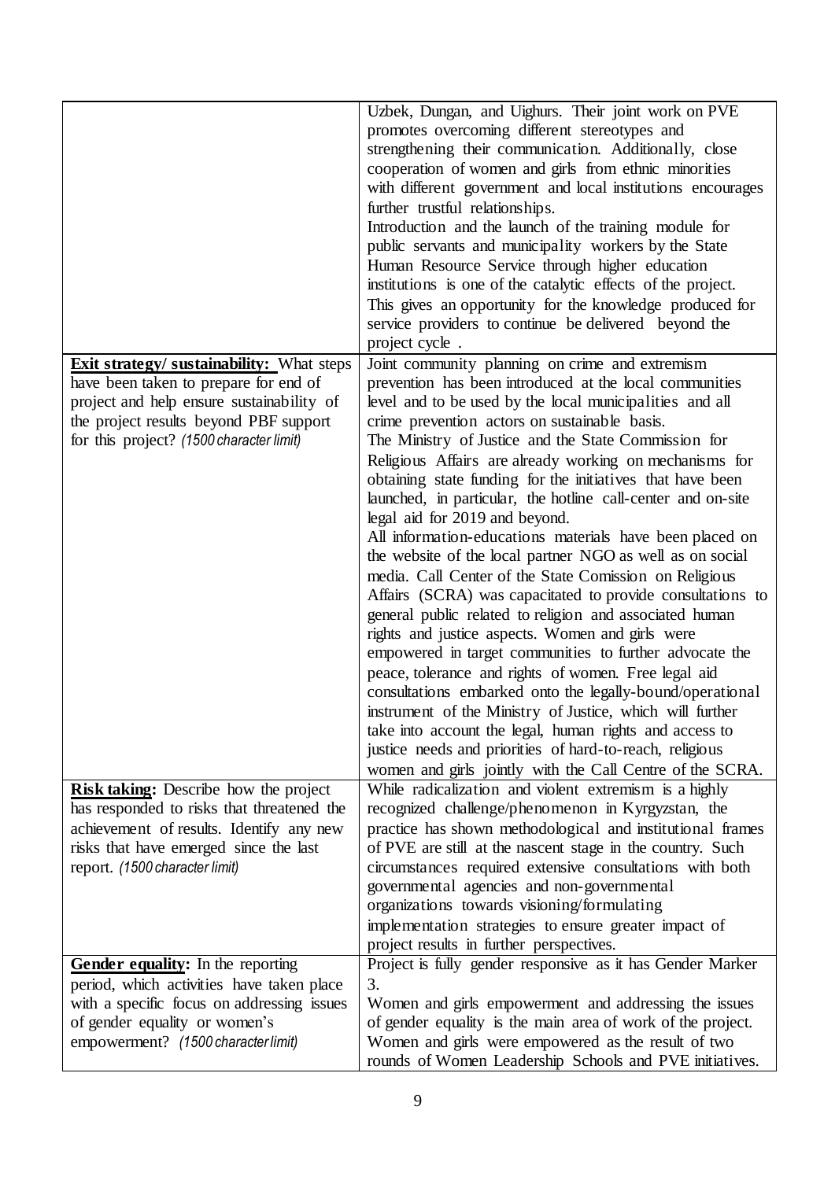| | |
|---|---|
| | Uzbek, Dungan, and Uighurs. Their joint work on PVE promotes overcoming different stereotypes and strengthening their communication. Additionally, close cooperation of women and girls from ethnic minorities with different government and local institutions encourages further trustful relationships.<br>Introduction and the launch of the training module for public servants and municipality workers by the State Human Resource Service through higher education institutions is one of the catalytic effects of the project. This gives an opportunity for the knowledge produced for service providers to continue be delivered beyond the project cycle . |
| **Exit strategy/ sustainability:** What steps have been taken to prepare for end of project and help ensure sustainability of the project results beyond PBF support for this project? *(1500 character limit)* | Joint community planning on crime and extremism prevention has been introduced at the local communities level and to be used by the local municipalities and all crime prevention actors on sustainable basis.<br>The Ministry of Justice and the State Commission for Religious Affairs are already working on mechanisms for obtaining state funding for the initiatives that have been launched, in particular, the hotline call-center and on-site legal aid for 2019 and beyond.<br>All information-educations materials have been placed on the website of the local partner NGO as well as on social media. Call Center of the State Comission on Religious Affairs (SCRA) was capacitated to provide consultations to general public related to religion and associated human rights and justice aspects. Women and girls were empowered in target communities to further advocate the peace, tolerance and rights of women. Free legal aid consultations embarked onto the legally-bound/operational instrument of the Ministry of Justice, which will further take into account the legal, human rights and access to justice needs and priorities of hard-to-reach, religious women and girls jointly with the Call Centre of the SCRA. |
| **Risk taking:** Describe how the project has responded to risks that threatened the achievement of results. Identify any new risks that have emerged since the last report. *(1500 character limit)* | While radicalization and violent extremism is a highly recognized challenge/phenomenon in Kyrgyzstan, the practice has shown methodological and institutional frames of PVE are still at the nascent stage in the country. Such circumstances required extensive consultations with both governmental agencies and non-governmental organizations towards visioning/formulating implementation strategies to ensure greater impact of project results in further perspectives. |
| **Gender equality:** In the reporting period, which activities have taken place with a specific focus on addressing issues of gender equality or women's empowerment? *(1500 character limit)* | Project is fully gender responsive as it has Gender Marker 3.<br>Women and girls empowerment and addressing the issues of gender equality is the main area of work of the project. Women and girls were empowered as the result of two rounds of Women Leadership Schools and PVE initiatives. |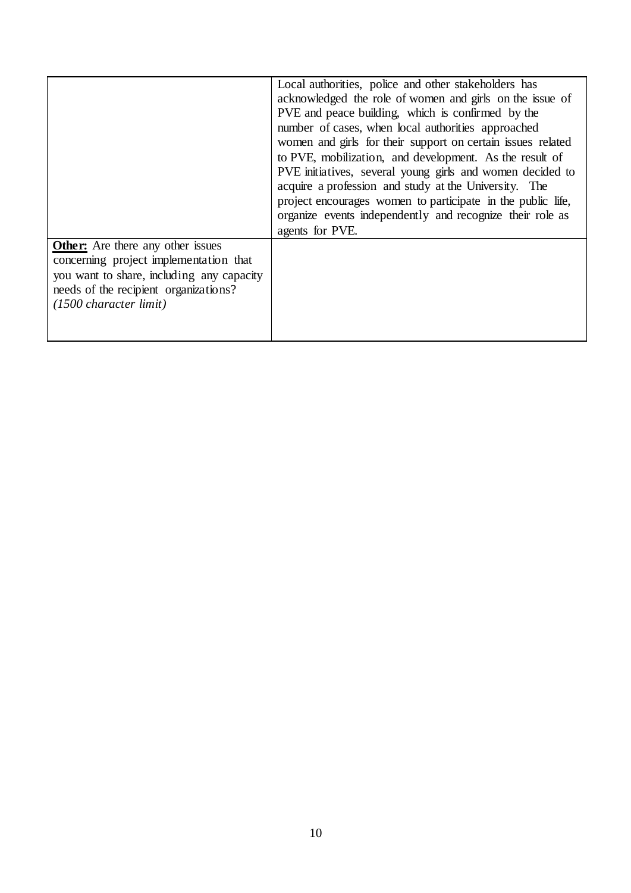| | |
|---|---|
| | Local authorities, police and other stakeholders has acknowledged the role of women and girls on the issue of PVE and peace building, which is confirmed by the number of cases, when local authorities approached women and girls for their support on certain issues related to PVE, mobilization, and development. As the result of PVE initiatives, several young girls and women decided to acquire a profession and study at the University. The project encourages women to participate in the public life, organize events independently and recognize their role as agents for PVE. |
| **Other:** Are there any other issues concerning project implementation that you want to share, including any capacity needs of the recipient organizations? *(1500 character limit)* | |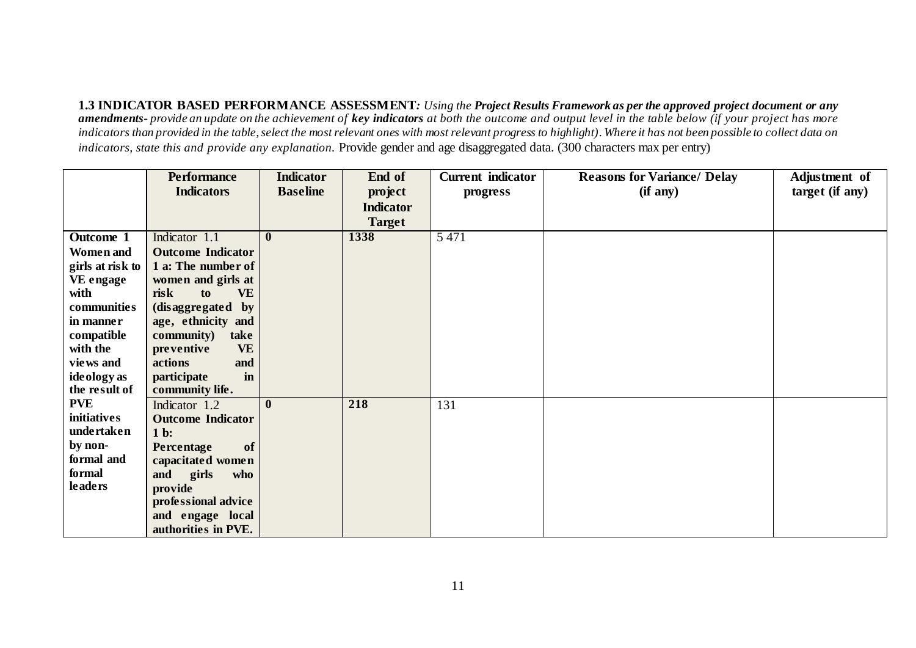**1.3 INDICATOR BASED PERFORMANCE ASSESSMENT***: Using the **Project Results Framework as per the approved project document or any amendments**- provide an update on the achievement of **key indicators** at both the outcome and output level in the table below (if your project has more indicators than provided in the table, select the most relevant ones with most relevant progress to highlight). Where it has not been possible to collect data on indicators, state this and provide any explanation.* Provide gender and age disaggregated data. (300 characters max per entry)

| | Performance Indicators | Indicator Baseline | End of project Indicator Target | Current indicator progress | Reasons for Variance/ Delay (if any) | Adjustment of target (if any) |
|---|---|---|---|---|---|---|
| **Outcome 1 Women and girls at risk to VE engage with communities in manner compatible with the views and ideology as the result of PVE initiatives undertaken by non-formal and formal leaders** | Indicator 1.1 **Outcome Indicator 1 a: The number of women and girls at risk to VE (disaggregated by age, ethnicity and community) take preventive VE actions and participate in community life.** | **0** | **1338** | 5 471 | | |
| | Indicator 1.2 **Outcome Indicator 1 b: Percentage of capacitated women and girls who provide professional advice and engage local authorities in PVE.** | **0** | **218** | 131 | | |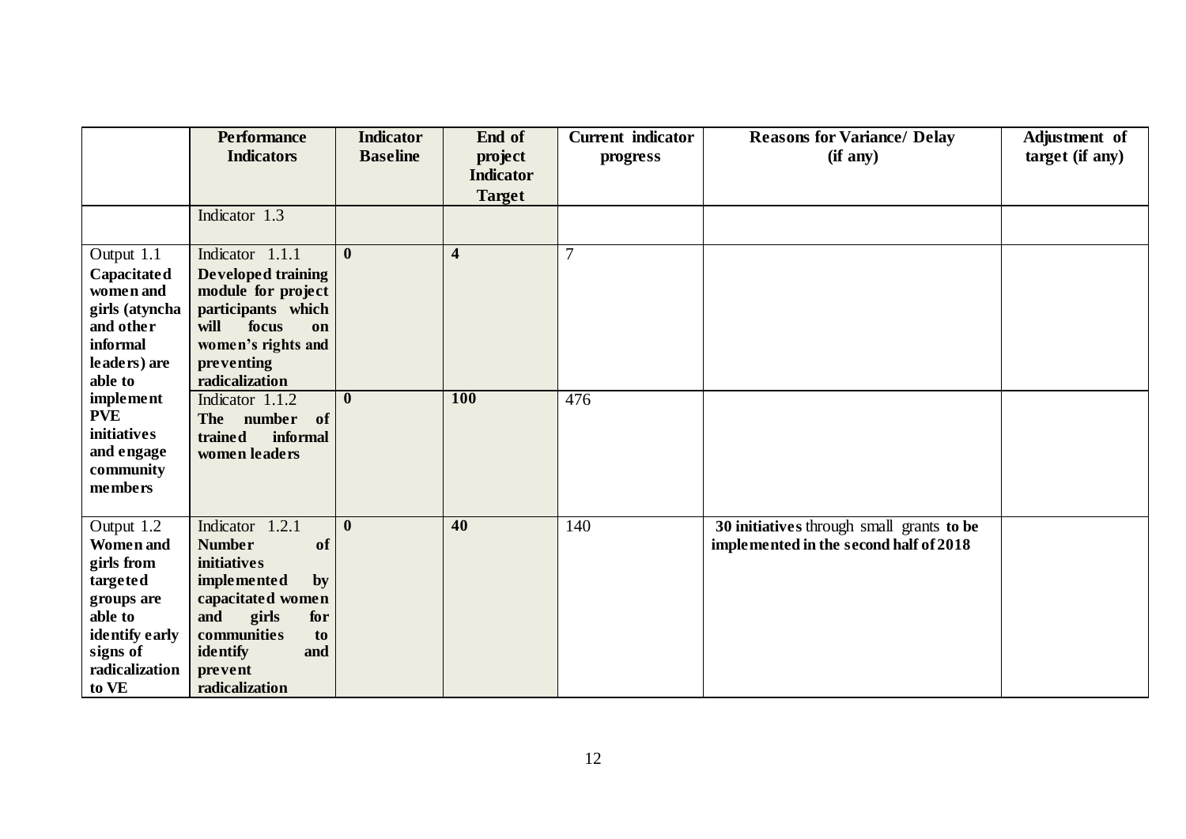| | Performance Indicators | Indicator Baseline | End of project Indicator Target | Current indicator progress | Reasons for Variance/ Delay (if any) | Adjustment of target (if any) |
|---|---|---|---|---|---|---|
| | Indicator 1.3 | | | | | |
| Output 1.1 **Capacitated women and girls (atyncha and other informal leaders) are able to implement PVE initiatives and engage community members** | Indicator 1.1.1 **Developed training module for project participants which will focus on women's rights and preventing radicalization** | **0** | **4** | 7 | | |
| | Indicator 1.1.2 **The number of trained informal women leaders** | **0** | **100** | 476 | | |
| Output 1.2 **Women and girls from targeted groups are able to identify early signs of radicalization to VE** | Indicator 1.2.1 **Number of initiatives implemented by capacitated women and girls for communities to identify and prevent radicalization** | **0** | **40** | 140 | **30 initiatives** through small grants **to be implemented in the second half of 2018** | |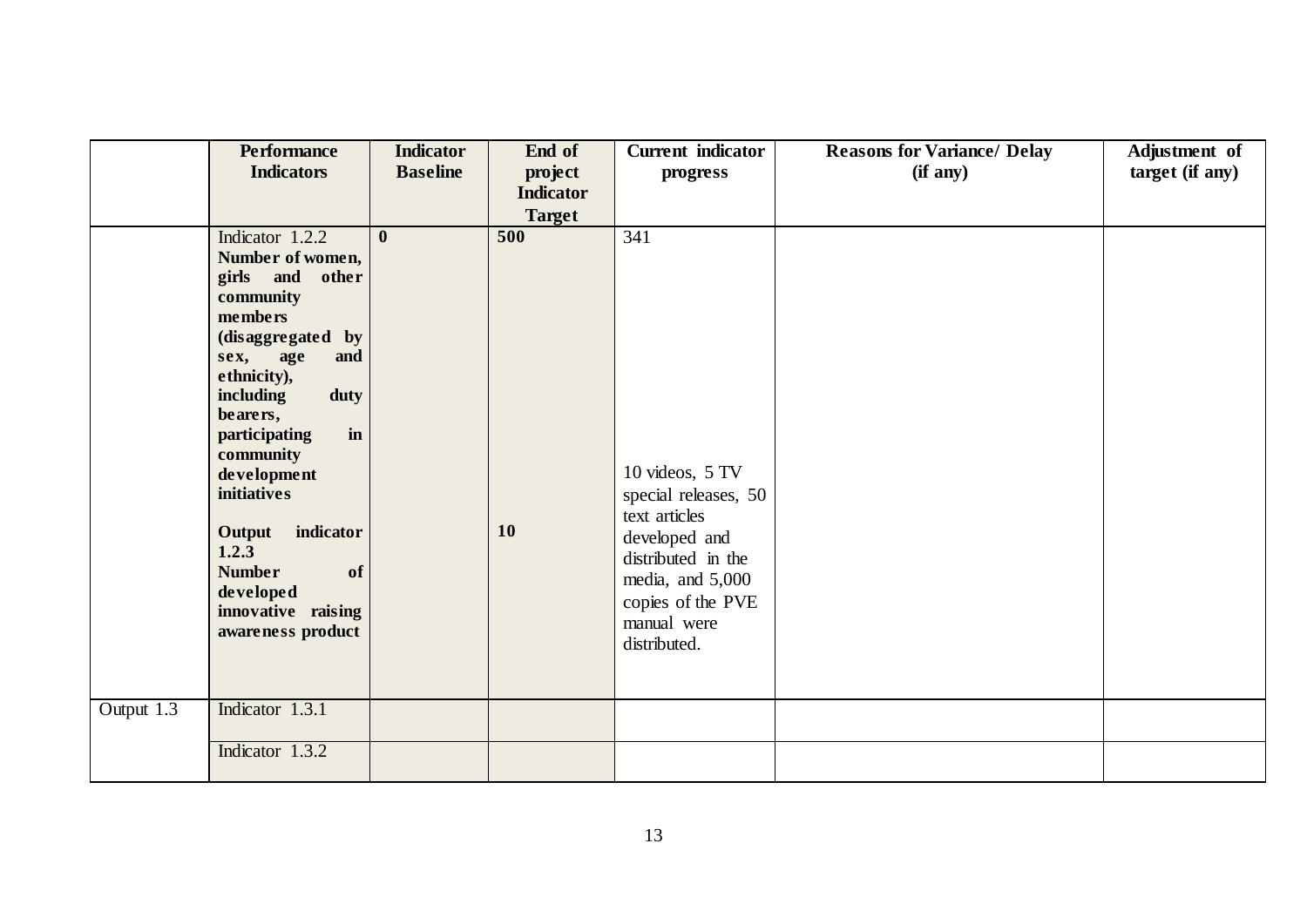| | Performance Indicators | Indicator Baseline | End of project Indicator Target | Current indicator progress | Reasons for Variance/ Delay (if any) | Adjustment of target (if any) |
|---|---|---|---|---|---|---|
| | Indicator 1.2.2 **Number of women, girls and other community members (disaggregated by sex, age and ethnicity), including duty bearers, participating in community development initiatives** | **0** | **500** | 341 | | |
| | **Output indicator 1.2.3** **Number of developed innovative raising awareness product** | | **10** | 10 videos, 5 TV special releases, 50 text articles developed and distributed in the media, and 5,000 copies of the PVE manual were distributed. | | |
| Output 1.3 | Indicator 1.3.1 | | | | | |
| | Indicator 1.3.2 | | | | | |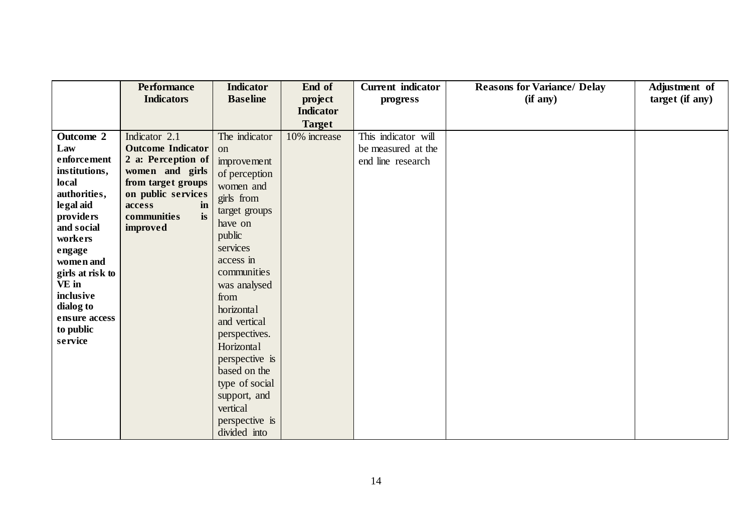| | Performance Indicators | Indicator Baseline | End of project Indicator Target | Current indicator progress | Reasons for Variance/ Delay (if any) | Adjustment of target (if any) |
|---|---|---|---|---|---|---|
| **Outcome 2 Law enforcement institutions, local authorities, legal aid providers and social workers engage women and girls at risk to VE in inclusive dialog to ensure access to public service** | Indicator 2.1 **Outcome Indicator 2 a: Perception of women and girls from target groups on public services access in communities is improved** | The indicator on improvement of perception women and girls from target groups have on public services access in communities was analysed from horizontal and vertical perspectives. Horizontal perspective is based on the type of social support, and vertical perspective is divided into | 10% increase | This indicator will be measured at the end line research | | |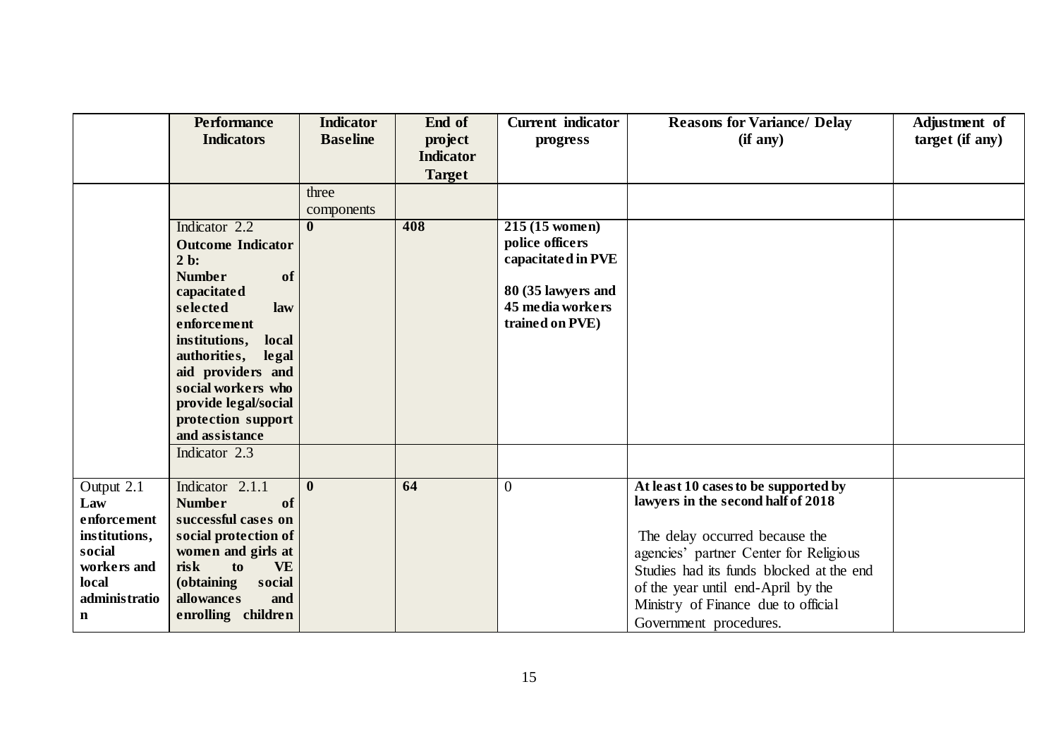| | Performance Indicators | Indicator Baseline | End of project Indicator Target | Current indicator progress | Reasons for Variance/ Delay (if any) | Adjustment of target (if any) |
|---|---|---|---|---|---|---|
| | | three components | | | | |
| | Indicator 2.2 **Outcome Indicator 2 b: Number of capacitated selected law enforcement institutions, local authorities, legal aid providers and social workers who provide legal/social protection support and assistance** | **0** | **408** | **215 (15 women) police officers capacitated in PVE**<br><br>**80 (35 lawyers and 45 media workers trained on PVE)** | | |
| | Indicator 2.3 | | | | | |
| Output 2.1 **Law enforcement institutions, social workers and local administration** | Indicator 2.1.1 **Number of successful cases on social protection of women and girls at risk to VE (obtaining social allowances and enrolling children** | **0** | **64** | 0 | **At least 10 cases to be supported by lawyers in the second half of 2018**<br><br>The delay occurred because the agencies' partner Center for Religious Studies had its funds blocked at the end of the year until end-April by the Ministry of Finance due to official Government procedures. | |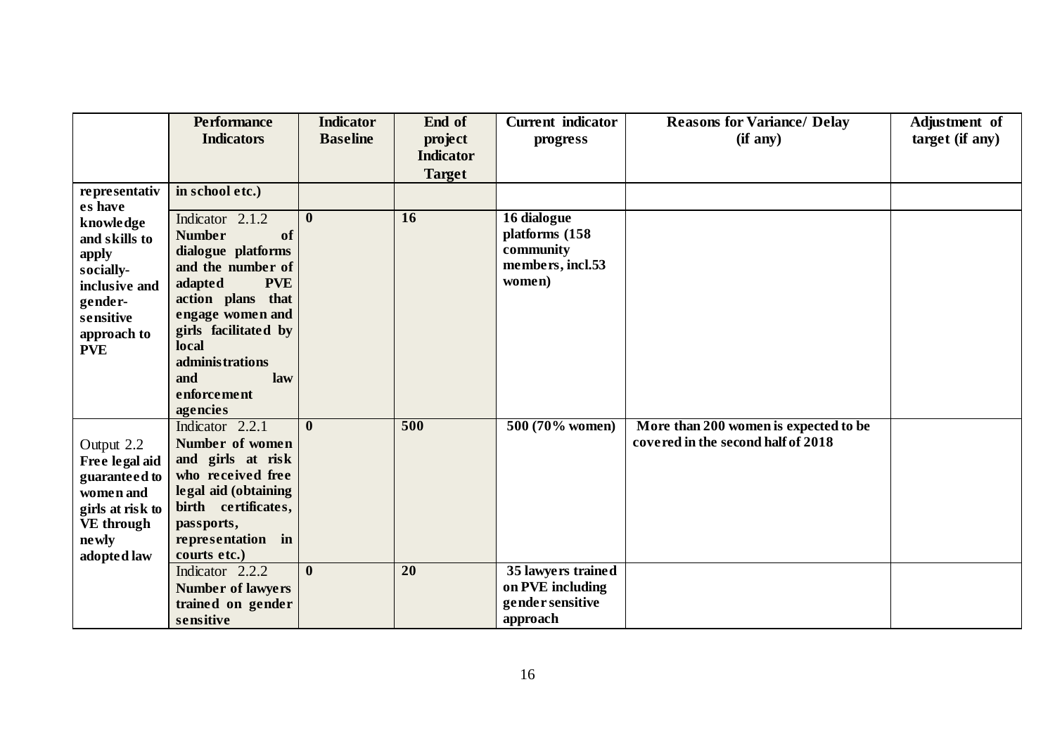| | Performance Indicators | Indicator Baseline | End of project Indicator Target | Current indicator progress | Reasons for Variance/ Delay (if any) | Adjustment of target (if any) |
|---|---|---|---|---|---|---|
| representatives have knowledge and skills to apply socially-inclusive and gender-sensitive approach to PVE | in school etc.) | | | | | |
| | Indicator 2.1.2 **Number of dialogue platforms and the number of adapted PVE action plans that engage women and girls facilitated by local administrations and law enforcement agencies** | **0** | **16** | **16 dialogue platforms (158 community members, incl.53 women)** | | |
| Output 2.2 **Free legal aid guaranteed to women and girls at risk to VE through newly adopted law** | Indicator 2.2.1 **Number of women and girls at risk who received free legal aid (obtaining birth certificates, passports, representation in courts etc.)** | **0** | **500** | **500 (70% women)** | **More than 200 women is expected to be covered in the second half of 2018** | |
| | Indicator 2.2.2 **Number of lawyers trained on gender sensitive** | **0** | **20** | **35 lawyers trained on PVE including gender sensitive approach** | | |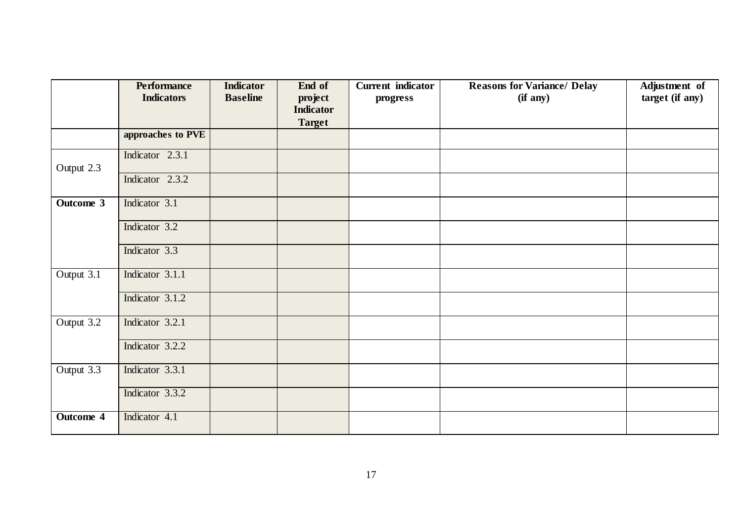| | Performance Indicators | Indicator Baseline | End of project Indicator Target | Current indicator progress | Reasons for Variance/ Delay (if any) | Adjustment of target (if any) |
|---|---|---|---|---|---|---|
| | **approaches to PVE** | | | | | |
| Output 2.3 | Indicator 2.3.1 | | | | | |
| | Indicator 2.3.2 | | | | | |
| **Outcome 3** | Indicator 3.1 | | | | | |
| | Indicator 3.2 | | | | | |
| | Indicator 3.3 | | | | | |
| Output 3.1 | Indicator 3.1.1 | | | | | |
| | Indicator 3.1.2 | | | | | |
| Output 3.2 | Indicator 3.2.1 | | | | | |
| | Indicator 3.2.2 | | | | | |
| Output 3.3 | Indicator 3.3.1 | | | | | |
| | Indicator 3.3.2 | | | | | |
| **Outcome 4** | Indicator 4.1 | | | | | |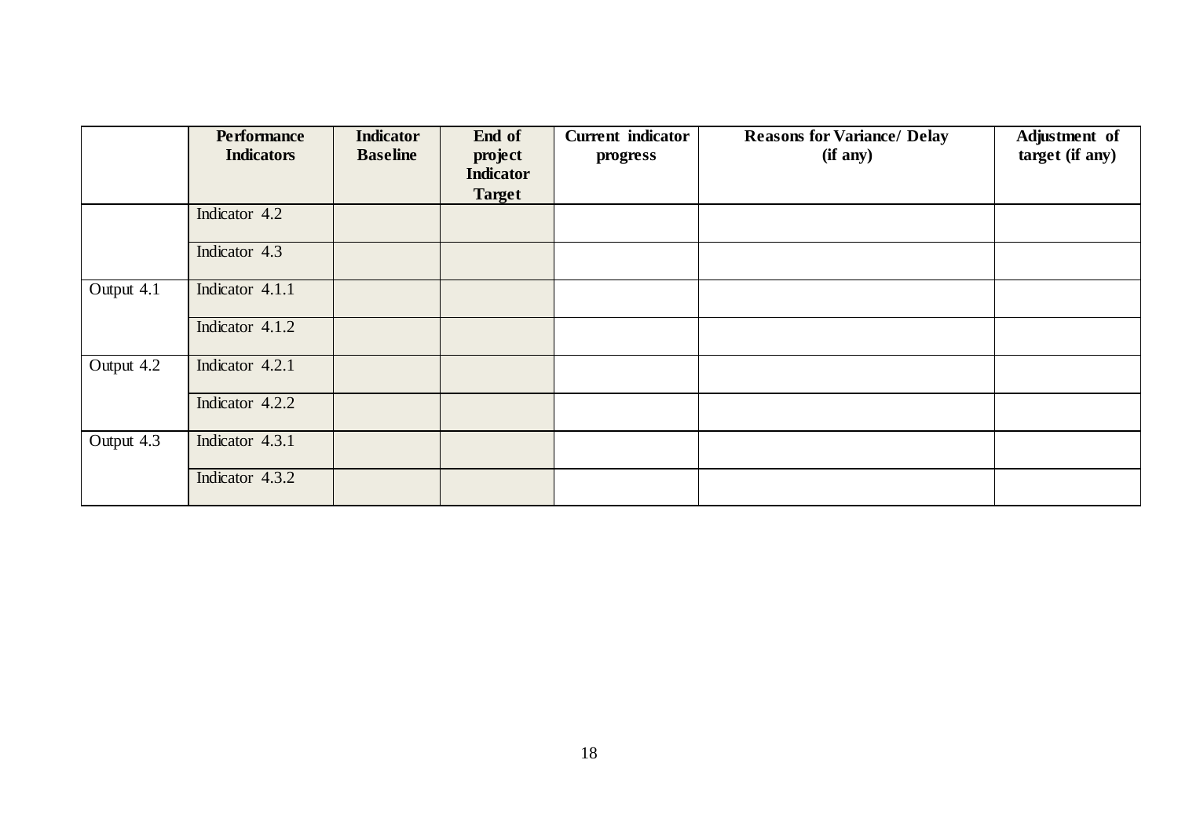| | Performance Indicators | Indicator Baseline | End of project Indicator Target | Current indicator progress | Reasons for Variance/ Delay (if any) | Adjustment of target (if any) |
|---|---|---|---|---|---|---|
| | Indicator 4.2 | | | | | |
| | Indicator 4.3 | | | | | |
| Output 4.1 | Indicator 4.1.1 | | | | | |
| | Indicator 4.1.2 | | | | | |
| Output 4.2 | Indicator 4.2.1 | | | | | |
| | Indicator 4.2.2 | | | | | |
| Output 4.3 | Indicator 4.3.1 | | | | | |
| | Indicator 4.3.2 | | | | | |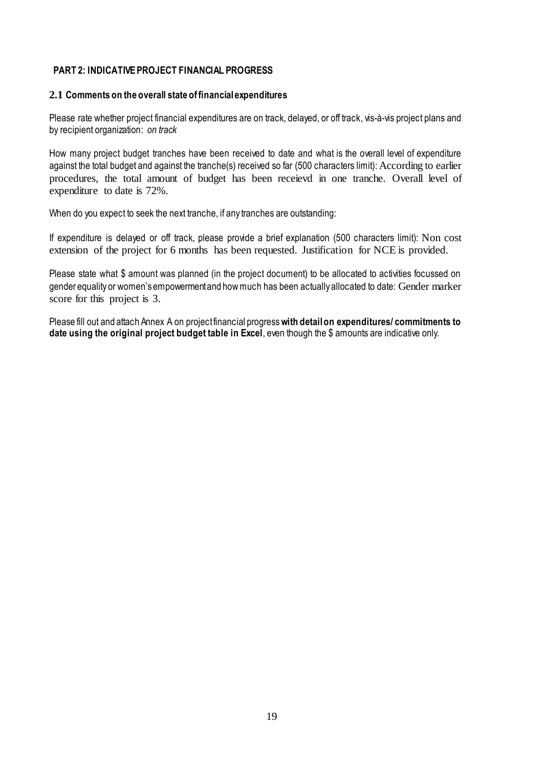## PART 2: INDICATIVE PROJECT FINANCIAL PROGRESS

### 2.1 Comments on the overall state of financial expenditures

Please rate whether project financial expenditures are on track, delayed, or off track, vis-à-vis project plans and by recipient organization: *on track*

How many project budget tranches have been received to date and what is the overall level of expenditure against the total budget and against the tranche(s) received so far (500 characters limit): According to earlier procedures, the total amount of budget has been receievd in one tranche. Overall level of expenditure to date is 72%.

When do you expect to seek the next tranche, if any tranches are outstanding:

If expenditure is delayed or off track, please provide a brief explanation (500 characters limit): Non cost extension of the project for 6 months has been requested. Justification for NCE is provided.

Please state what $ amount was planned (in the project document) to be allocated to activities focussed on gender equality or women's empowerment and how much has been actually allocated to date: Gender marker score for this project is 3.

Please fill out and attach Annex A on project financial progress **with detail on expenditures/ commitments to date using the original project budget table in Excel**, even though the $ amounts are indicative only.